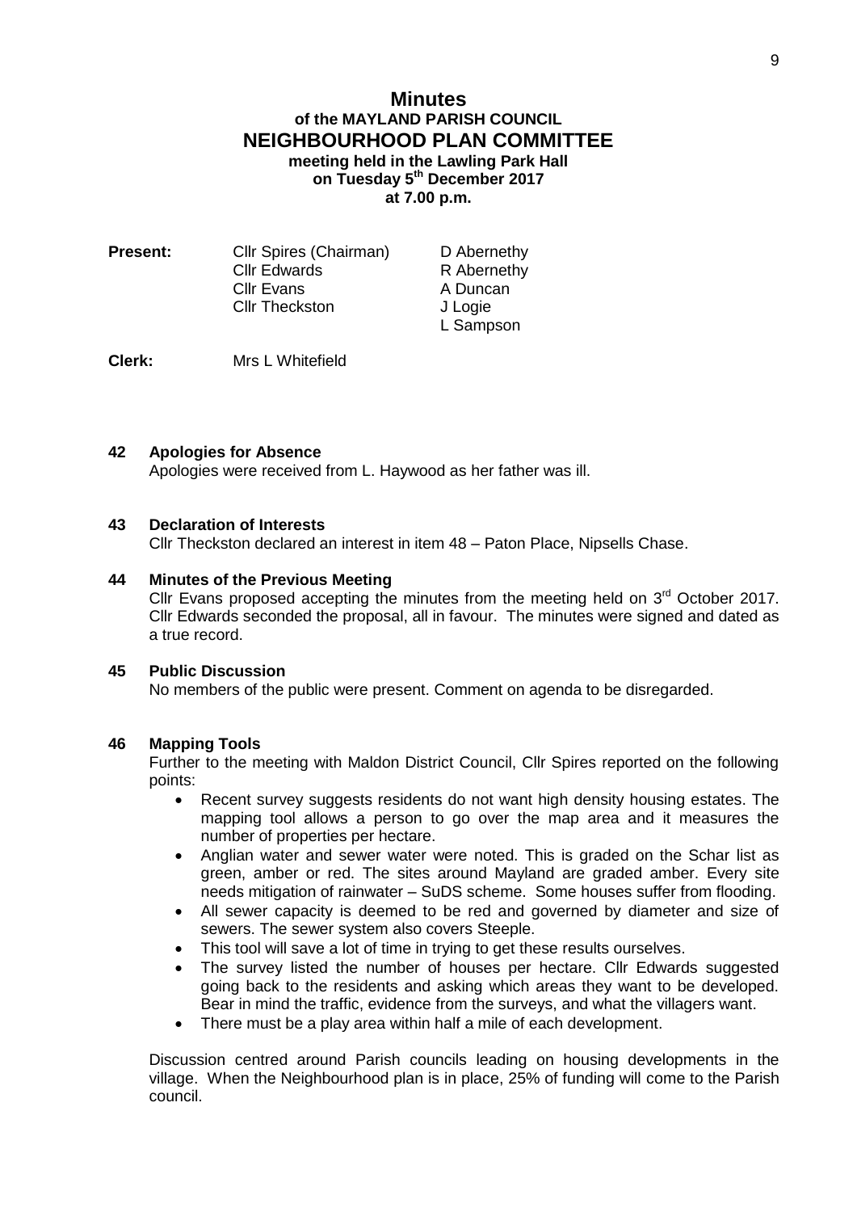# Minutes
## of the MAYLAND PARISH COUNCIL
## NEIGHBOURHOOD PLAN COMMITTEE
**meeting held in the Lawling Park Hall**
**on Tuesday 5th December 2017**
**at 7.00 p.m.**

| **Present:** | Cllr Spires (Chairman) | D Abernethy |
|---|---|---|
| | Cllr Edwards | R Abernethy |
| | Cllr Evans | A Duncan |
| | Cllr Theckston | J Logie |
| | | L Sampson |

**Clerk:** Mrs L Whitefield

### 42 Apologies for Absence
Apologies were received from L. Haywood as her father was ill.

### 43 Declaration of Interests
Cllr Theckston declared an interest in item 48 – Paton Place, Nipsells Chase.

### 44 Minutes of the Previous Meeting
Cllr Evans proposed accepting the minutes from the meeting held on 3rd October 2017. Cllr Edwards seconded the proposal, all in favour. The minutes were signed and dated as a true record.

### 45 Public Discussion
No members of the public were present. Comment on agenda to be disregarded.

### 46 Mapping Tools
Further to the meeting with Maldon District Council, Cllr Spires reported on the following points:

- Recent survey suggests residents do not want high density housing estates. The mapping tool allows a person to go over the map area and it measures the number of properties per hectare.
- Anglian water and sewer water were noted. This is graded on the Schar list as green, amber or red. The sites around Mayland are graded amber. Every site needs mitigation of rainwater – SuDS scheme. Some houses suffer from flooding.
- All sewer capacity is deemed to be red and governed by diameter and size of sewers. The sewer system also covers Steeple.
- This tool will save a lot of time in trying to get these results ourselves.
- The survey listed the number of houses per hectare. Cllr Edwards suggested going back to the residents and asking which areas they want to be developed. Bear in mind the traffic, evidence from the surveys, and what the villagers want.
- There must be a play area within half a mile of each development.

Discussion centred around Parish councils leading on housing developments in the village. When the Neighbourhood plan is in place, 25% of funding will come to the Parish council.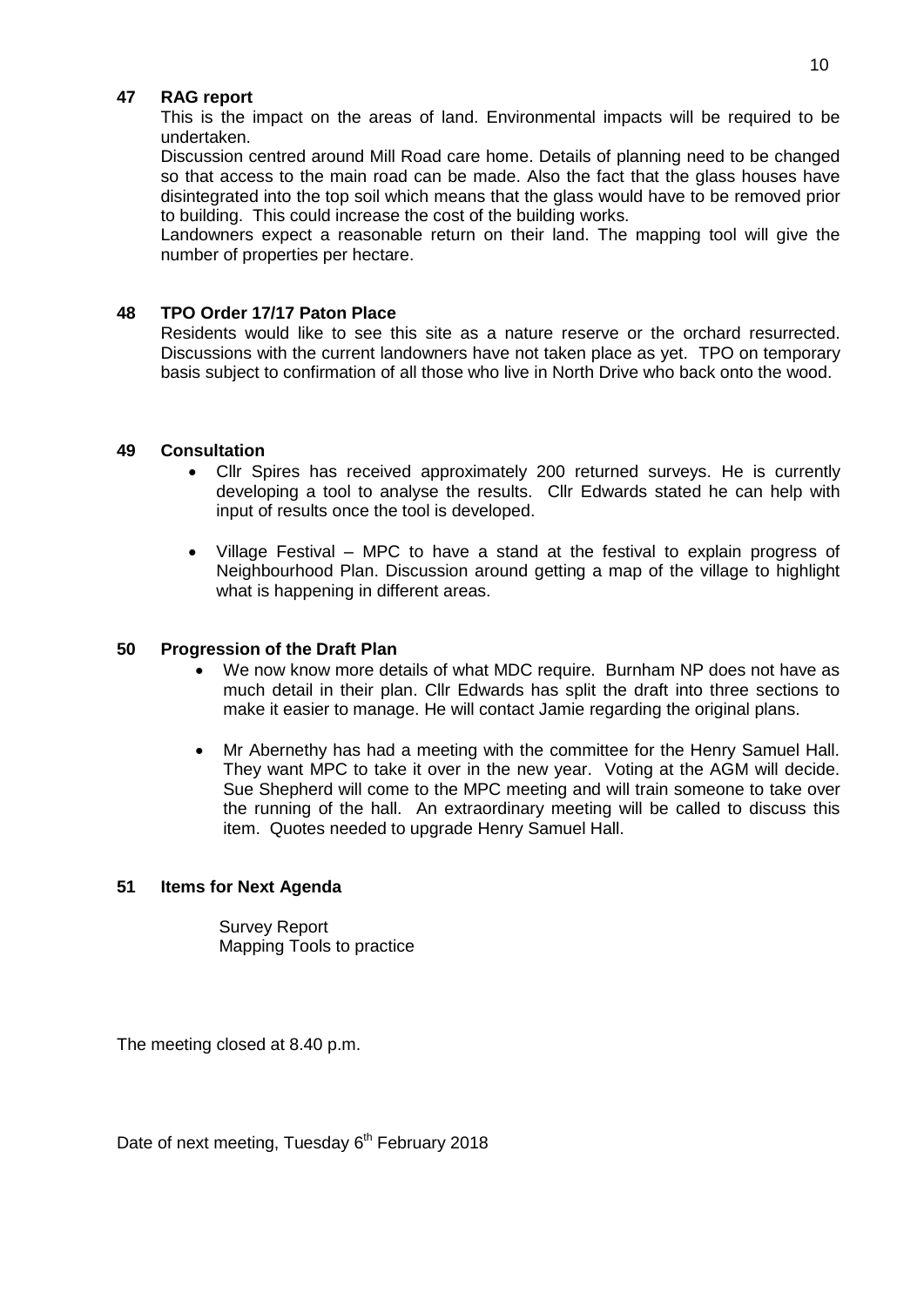**47 RAG report**

This is the impact on the areas of land. Environmental impacts will be required to be undertaken.

Discussion centred around Mill Road care home. Details of planning need to be changed so that access to the main road can be made. Also the fact that the glass houses have disintegrated into the top soil which means that the glass would have to be removed prior to building. This could increase the cost of the building works.

Landowners expect a reasonable return on their land. The mapping tool will give the number of properties per hectare.

**48 TPO Order 17/17 Paton Place**

Residents would like to see this site as a nature reserve or the orchard resurrected. Discussions with the current landowners have not taken place as yet. TPO on temporary basis subject to confirmation of all those who live in North Drive who back onto the wood.

**49 Consultation**

- Cllr Spires has received approximately 200 returned surveys. He is currently developing a tool to analyse the results. Cllr Edwards stated he can help with input of results once the tool is developed.
- Village Festival – MPC to have a stand at the festival to explain progress of Neighbourhood Plan. Discussion around getting a map of the village to highlight what is happening in different areas.

**50 Progression of the Draft Plan**

- We now know more details of what MDC require. Burnham NP does not have as much detail in their plan. Cllr Edwards has split the draft into three sections to make it easier to manage. He will contact Jamie regarding the original plans.
- Mr Abernethy has had a meeting with the committee for the Henry Samuel Hall. They want MPC to take it over in the new year. Voting at the AGM will decide. Sue Shepherd will come to the MPC meeting and will train someone to take over the running of the hall. An extraordinary meeting will be called to discuss this item. Quotes needed to upgrade Henry Samuel Hall.

**51 Items for Next Agenda**

Survey Report
Mapping Tools to practice

The meeting closed at 8.40 p.m.

Date of next meeting, Tuesday 6th February 2018